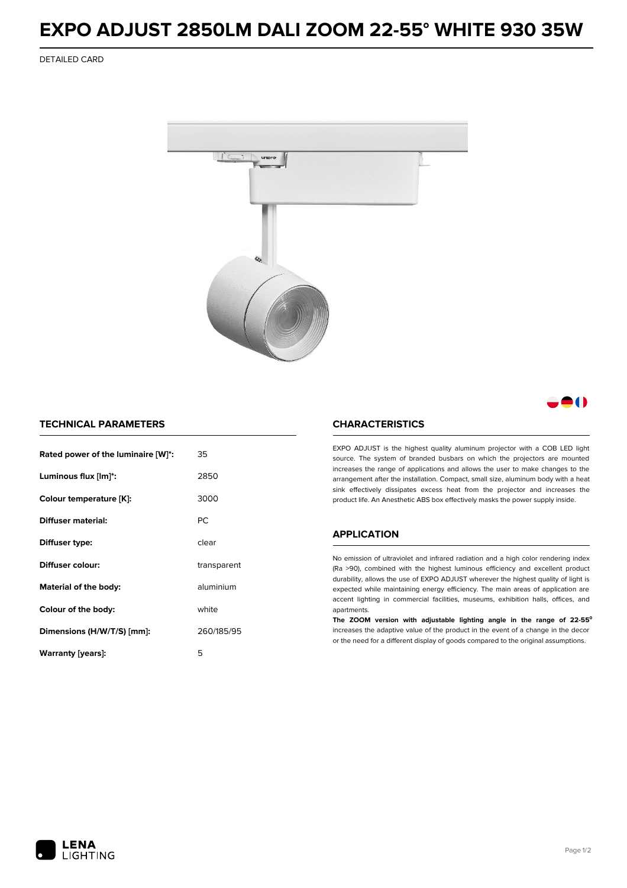# EXPO ADJUST 2850LM DALI ZOOM 22-55° WHITE 930 35W

DETAILED CARD

## TECHNICAL PARAMETERS

| | |
|---|---|
| **Rated power of the luminaire [W]*:** | 35 |
| **Luminous flux [lm]*:** | 2850 |
| **Colour temperature [K]:** | 3000 |
| **Diffuser material:** | PC |
| **Diffuser type:** | clear |
| **Diffuser colour:** | transparent |
| **Material of the body:** | aluminium |
| **Colour of the body:** | white |
| **Dimensions (H/W/T/S) [mm]:** | 260/185/95 |
| **Warranty [years]:** | 5 |

## CHARACTERISTICS

EXPO ADJUST is the highest quality aluminum projector with a COB LED light source. The system of branded busbars on which the projectors are mounted increases the range of applications and allows the user to make changes to the arrangement after the installation. Compact, small size, aluminum body with a heat sink effectively dissipates excess heat from the projector and increases the product life. An Anesthetic ABS box effectively masks the power supply inside.

## APPLICATION

No emission of ultraviolet and infrared radiation and a high color rendering index (Ra >90), combined with the highest luminous efficiency and excellent product durability, allows the use of EXPO ADJUST wherever the highest quality of light is expected while maintaining energy efficiency. The main areas of application are accent lighting in commercial facilities, museums, exhibition halls, offices, and apartments.

**The ZOOM version with adjustable lighting angle in the range of 22-55°** increases the adaptive value of the product in the event of a change in the decor or the need for a different display of goods compared to the original assumptions.

LENA LIGHTING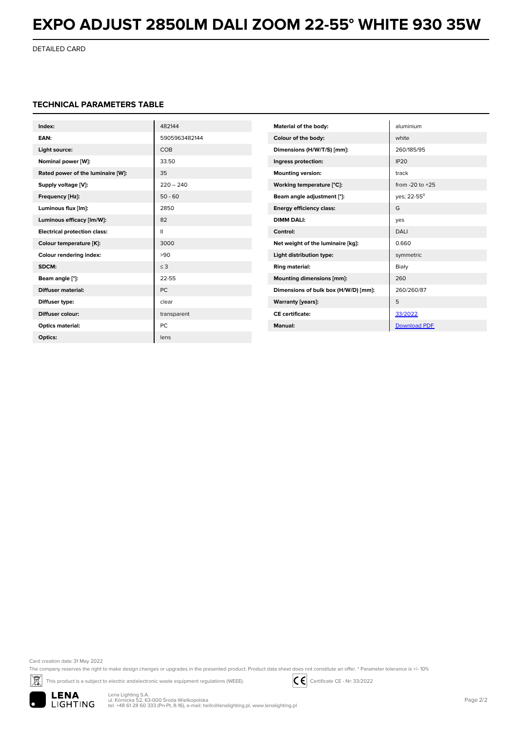# EXPO ADJUST 2850LM DALI ZOOM 22-55° WHITE 930 35W

DETAILED CARD

## TECHNICAL PARAMETERS TABLE

| | |
|---|---|
| **Index:** | 482144 |
| **EAN:** | 5905963482144 |
| **Light source:** | COB |
| **Nominal power [W]:** | 33.50 |
| **Rated power of the luminaire [W]:** | 35 |
| **Supply voltage [V]:** | 220 – 240 |
| **Frequency [Hz]:** | 50 - 60 |
| **Luminous flux [lm]:** | 2850 |
| **Luminous efficacy [lm/W]:** | 82 |
| **Electrical protection class:** | II |
| **Colour temperature [K]:** | 3000 |
| **Colour rendering index:** | >90 |
| **SDCM:** | ≤ 3 |
| **Beam angle [°]:** | 22-55 |
| **Diffuser material:** | PC |
| **Diffuser type:** | clear |
| **Diffuser colour:** | transparent |
| **Optics material:** | PC |
| **Optics:** | lens |

| | |
|---|---|
| **Material of the body:** | aluminium |
| **Colour of the body:** | white |
| **Dimensions (H/W/T/S) [mm]:** | 260/185/95 |
| **Ingress protection:** | IP20 |
| **Mounting version:** | track |
| **Working temperature [°C]:** | from -20 to +25 |
| **Beam angle adjustment [°]:** | yes; 22-55° |
| **Energy efficiency class:** | G |
| **DIMM DALI:** | yes |
| **Control:** | DALI |
| **Net weight of the luminaire [kg]:** | 0.660 |
| **Light distribution type:** | symmetric |
| **Ring material:** | Biały |
| **Mounting dimensions [mm]:** | 260 |
| **Dimensions of bulk box (H/W/D) [mm]:** | 260/260/87 |
| **Warranty [years]:** | 5 |
| **CE certificate:** | 33/2022 |
| **Manual:** | Download PDF |

Card creation date: 31 May 2022

The company reserves the right to make design changes or upgrades in the presented product. Product data sheet does not constitute an offer. * Parameter tolerance is +/- 10%

This product is a subject to electric andelectronic waste equipment regulations (WEEE).

Certificate CE - Nr: 33/2022

Lena Lighting S.A.
ul. Kórnicka 52, 63-000 Środa Wielkopolska
tel. +48 61 28 60 333 (Pn-Pt, 8-16), e-mail: hello@lenalighting.pl, www.lenalighting.pl